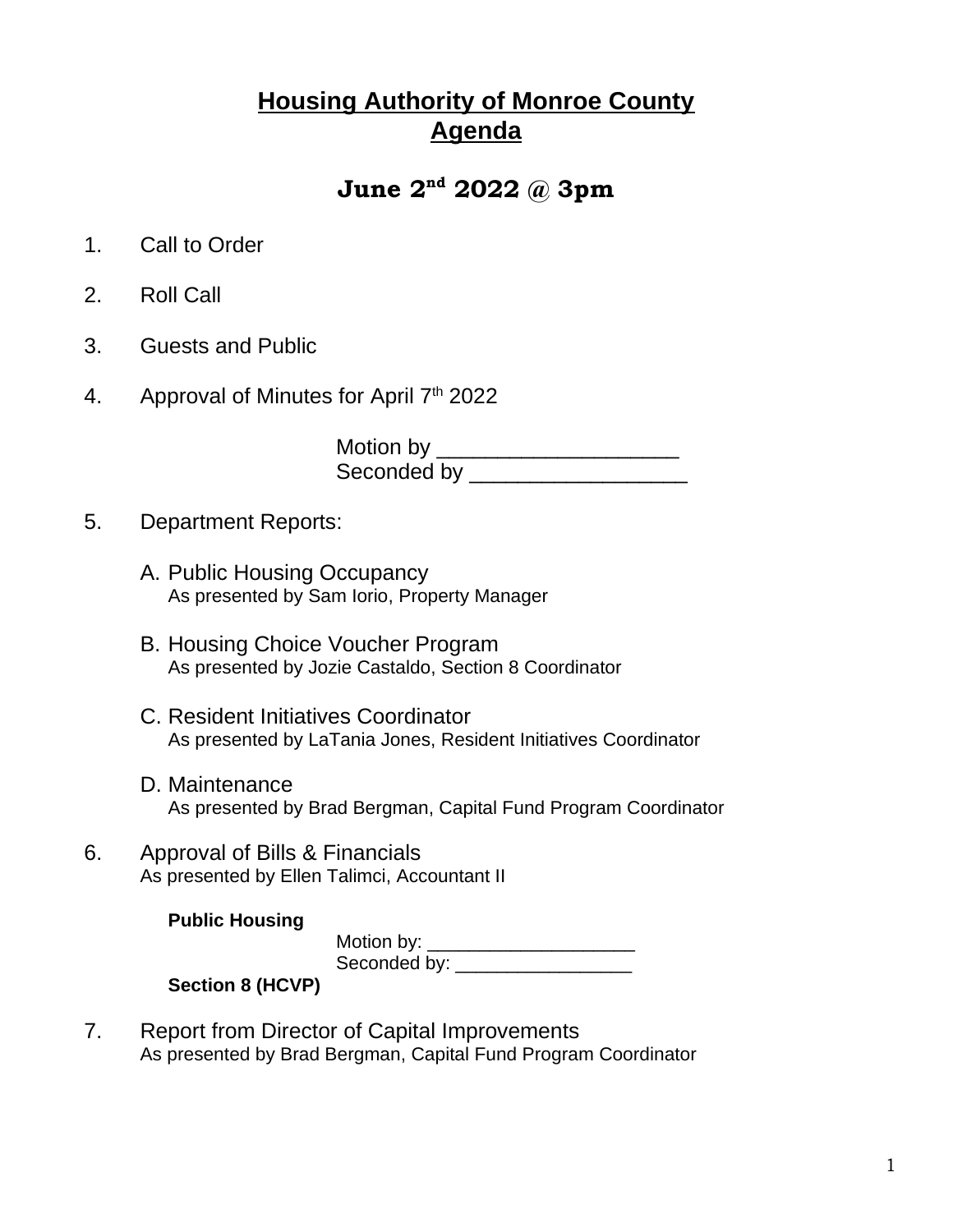# **Housing Authority of Monroe County**
# **Agenda**

## **June 2nd 2022 @ 3pm**

1. Call to Order

2. Roll Call

3. Guests and Public

4. Approval of Minutes for April 7th 2022

   Motion by ____________________
   Seconded by __________________

5. Department Reports:

   A. Public Housing Occupancy
   As presented by Sam Iorio, Property Manager

   B. Housing Choice Voucher Program
   As presented by Jozie Castaldo, Section 8 Coordinator

   C. Resident Initiatives Coordinator
   As presented by LaTania Jones, Resident Initiatives Coordinator

   D. Maintenance
   As presented by Brad Bergman, Capital Fund Program Coordinator

6. Approval of Bills & Financials
   As presented by Ellen Talimci, Accountant II

   **Public Housing**

   Motion by: ____________________
   Seconded by: _________________

   **Section 8 (HCVP)**

7. Report from Director of Capital Improvements
   As presented by Brad Bergman, Capital Fund Program Coordinator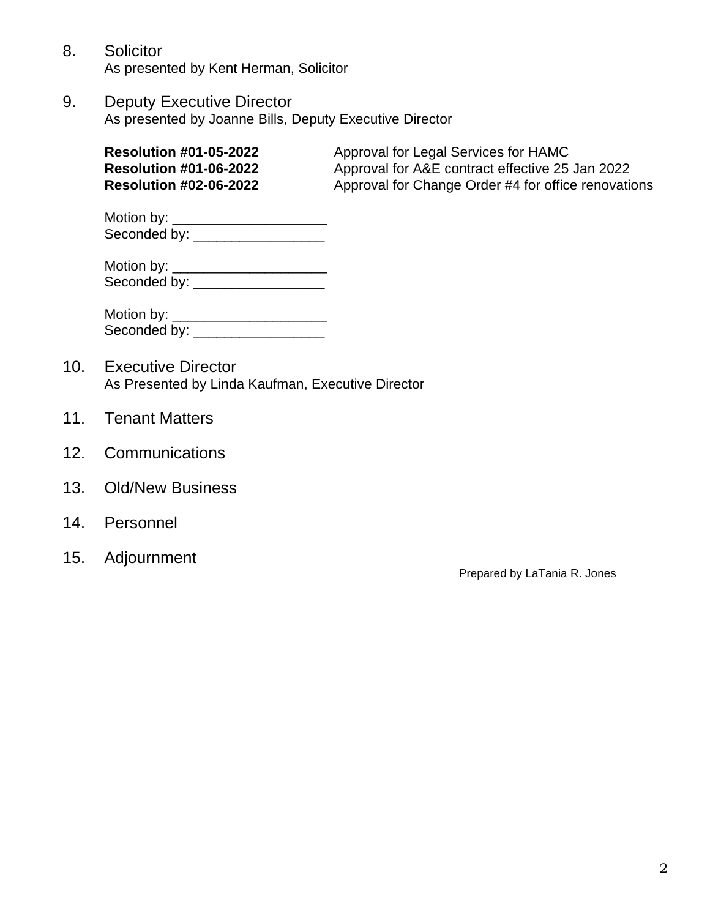8. Solicitor
   As presented by Kent Herman, Solicitor

9. Deputy Executive Director
   As presented by Joanne Bills, Deputy Executive Director

   **Resolution #01-05-2022** Approval for Legal Services for HAMC
   **Resolution #01-06-2022** Approval for A&E contract effective 25 Jan 2022
   **Resolution #02-06-2022** Approval for Change Order #4 for office renovations

   Motion by: ____________________
   Seconded by: _________________

   Motion by: ____________________
   Seconded by: _________________

   Motion by: ____________________
   Seconded by: _________________

10. Executive Director
    As Presented by Linda Kaufman, Executive Director

11. Tenant Matters

12. Communications

13. Old/New Business

14. Personnel

15. Adjournment

Prepared by LaTania R. Jones